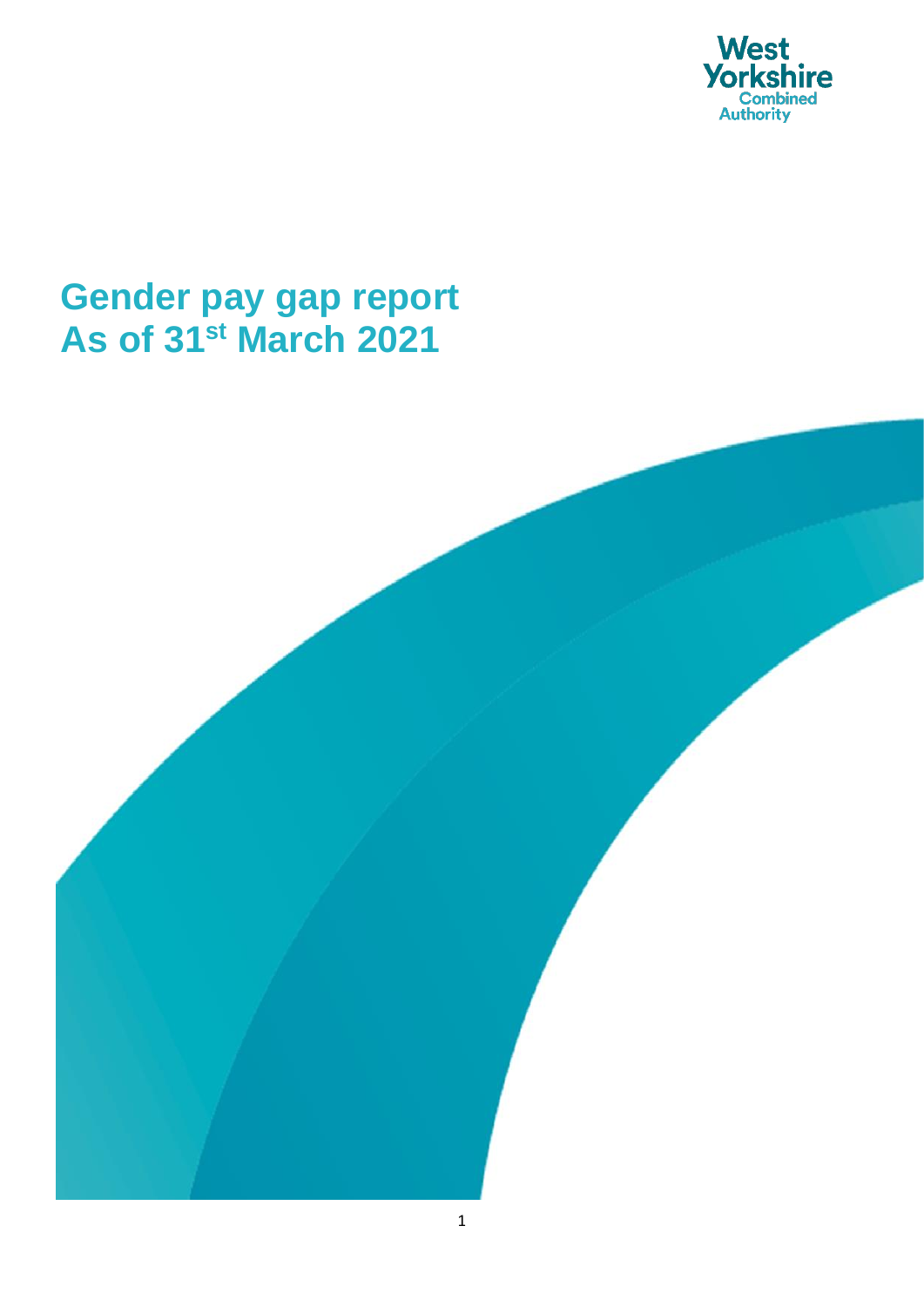West Yorkshire Combined Authority

# Gender pay gap report
# As of 31st March 2021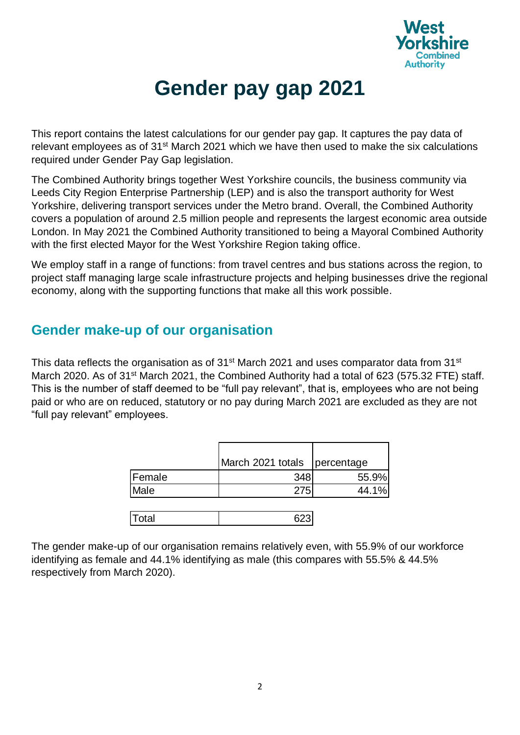# Gender pay gap 2021

This report contains the latest calculations for our gender pay gap. It captures the pay data of relevant employees as of 31st March 2021 which we have then used to make the six calculations required under Gender Pay Gap legislation.

The Combined Authority brings together West Yorkshire councils, the business community via Leeds City Region Enterprise Partnership (LEP) and is also the transport authority for West Yorkshire, delivering transport services under the Metro brand. Overall, the Combined Authority covers a population of around 2.5 million people and represents the largest economic area outside London. In May 2021 the Combined Authority transitioned to being a Mayoral Combined Authority with the first elected Mayor for the West Yorkshire Region taking office.

We employ staff in a range of functions: from travel centres and bus stations across the region, to project staff managing large scale infrastructure projects and helping businesses drive the regional economy, along with the supporting functions that make all this work possible.

## Gender make-up of our organisation

This data reflects the organisation as of 31st March 2021 and uses comparator data from 31st March 2020. As of 31st March 2021, the Combined Authority had a total of 623 (575.32 FTE) staff. This is the number of staff deemed to be "full pay relevant", that is, employees who are not being paid or who are on reduced, statutory or no pay during March 2021 are excluded as they are not "full pay relevant" employees.

| | March 2021 totals | percentage |
|---|---|---|
| Female | 348 | 55.9% |
| Male | 275 | 44.1% |
| Total | 623 | |

The gender make-up of our organisation remains relatively even, with 55.9% of our workforce identifying as female and 44.1% identifying as male (this compares with 55.5% & 44.5% respectively from March 2020).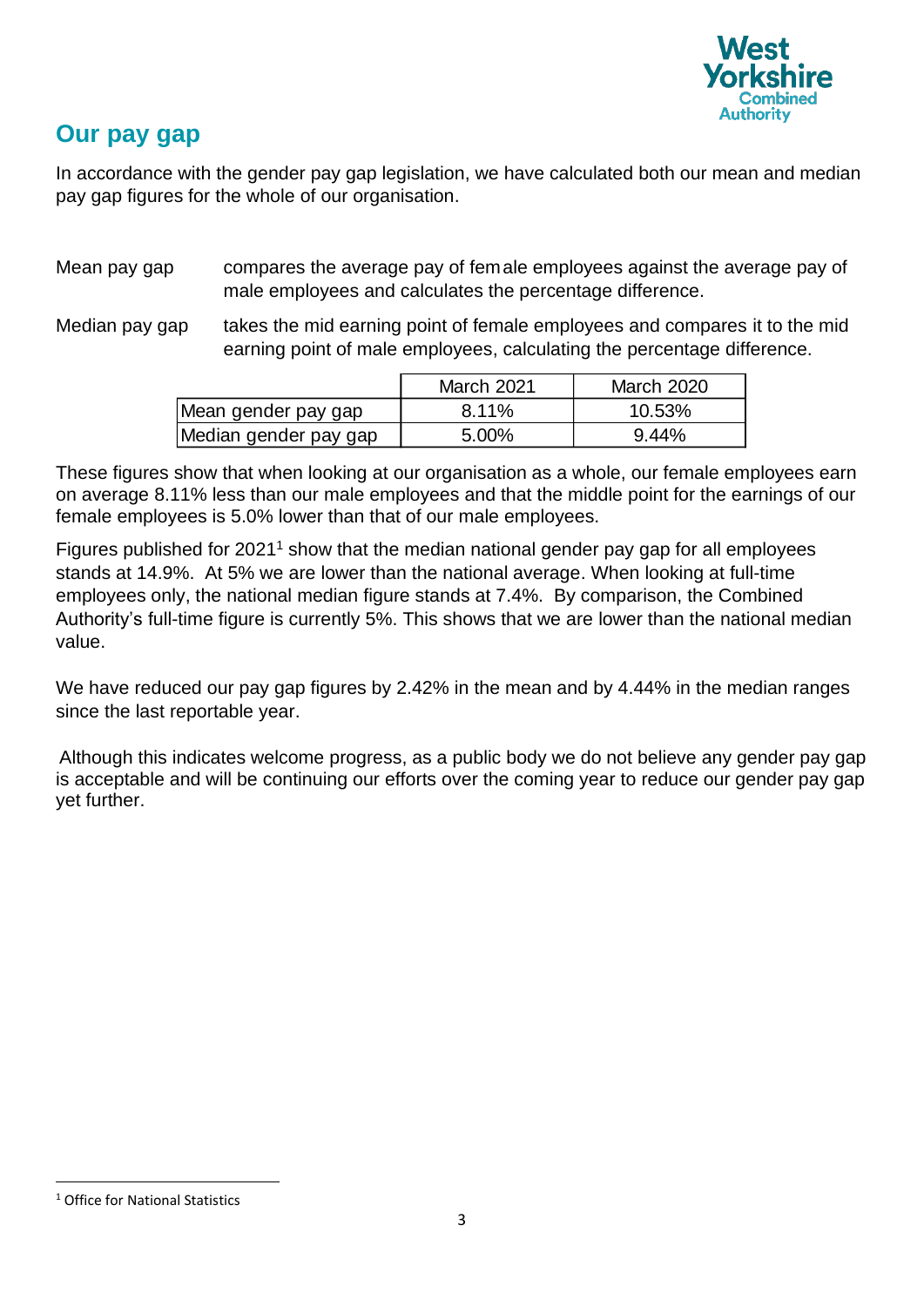## Our pay gap

In accordance with the gender pay gap legislation, we have calculated both our mean and median pay gap figures for the whole of our organisation.

Mean pay gap — compares the average pay of female employees against the average pay of male employees and calculates the percentage difference.

Median pay gap — takes the mid earning point of female employees and compares it to the mid earning point of male employees, calculating the percentage difference.

| | March 2021 | March 2020 |
|---|---|---|
| Mean gender pay gap | 8.11% | 10.53% |
| Median gender pay gap | 5.00% | 9.44% |

These figures show that when looking at our organisation as a whole, our female employees earn on average 8.11% less than our male employees and that the middle point for the earnings of our female employees is 5.0% lower than that of our male employees.

Figures published for 2021[1] show that the median national gender pay gap for all employees stands at 14.9%. At 5% we are lower than the national average. When looking at full-time employees only, the national median figure stands at 7.4%. By comparison, the Combined Authority's full-time figure is currently 5%. This shows that we are lower than the national median value.

We have reduced our pay gap figures by 2.42% in the mean and by 4.44% in the median ranges since the last reportable year.

Although this indicates welcome progress, as a public body we do not believe any gender pay gap is acceptable and will be continuing our efforts over the coming year to reduce our gender pay gap yet further.

[1] Office for National Statistics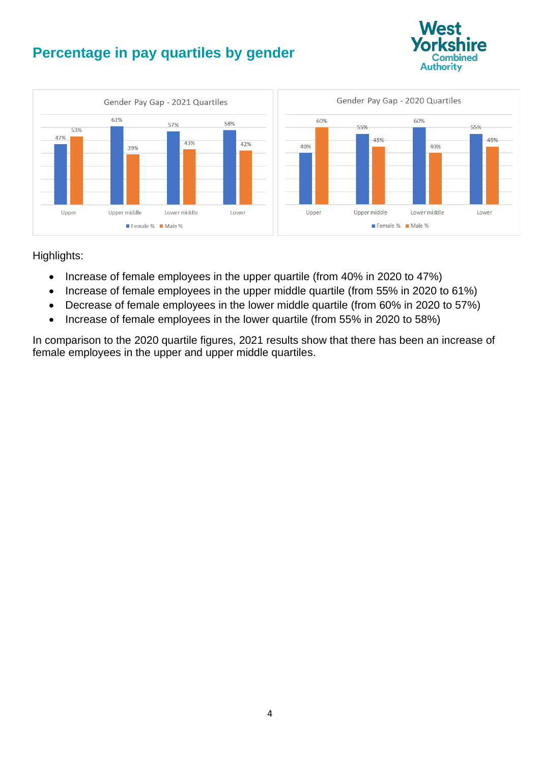# Percentage in pay quartiles by gender

**Gender Pay Gap - 2021 Quartiles**

| Quartile | Female % | Male % |
|---|---|---|
| Upper | 47% | 53% |
| Upper middle | 61% | 39% |
| Lower middle | 57% | 43% |
| Lower | 58% | 42% |

**Gender Pay Gap - 2020 Quartiles**

| Quartile | Female % | Male % |
|---|---|---|
| Upper | 40% | 60% |
| Upper middle | 55% | 45% |
| Lower middle | 60% | 40% |
| Lower | 55% | 45% |

Highlights:

- Increase of female employees in the upper quartile (from 40% in 2020 to 47%)
- Increase of female employees in the upper middle quartile (from 55% in 2020 to 61%)
- Decrease of female employees in the lower middle quartile (from 60% in 2020 to 57%)
- Increase of female employees in the lower quartile (from 55% in 2020 to 58%)

In comparison to the 2020 quartile figures, 2021 results show that there has been an increase of female employees in the upper and upper middle quartiles.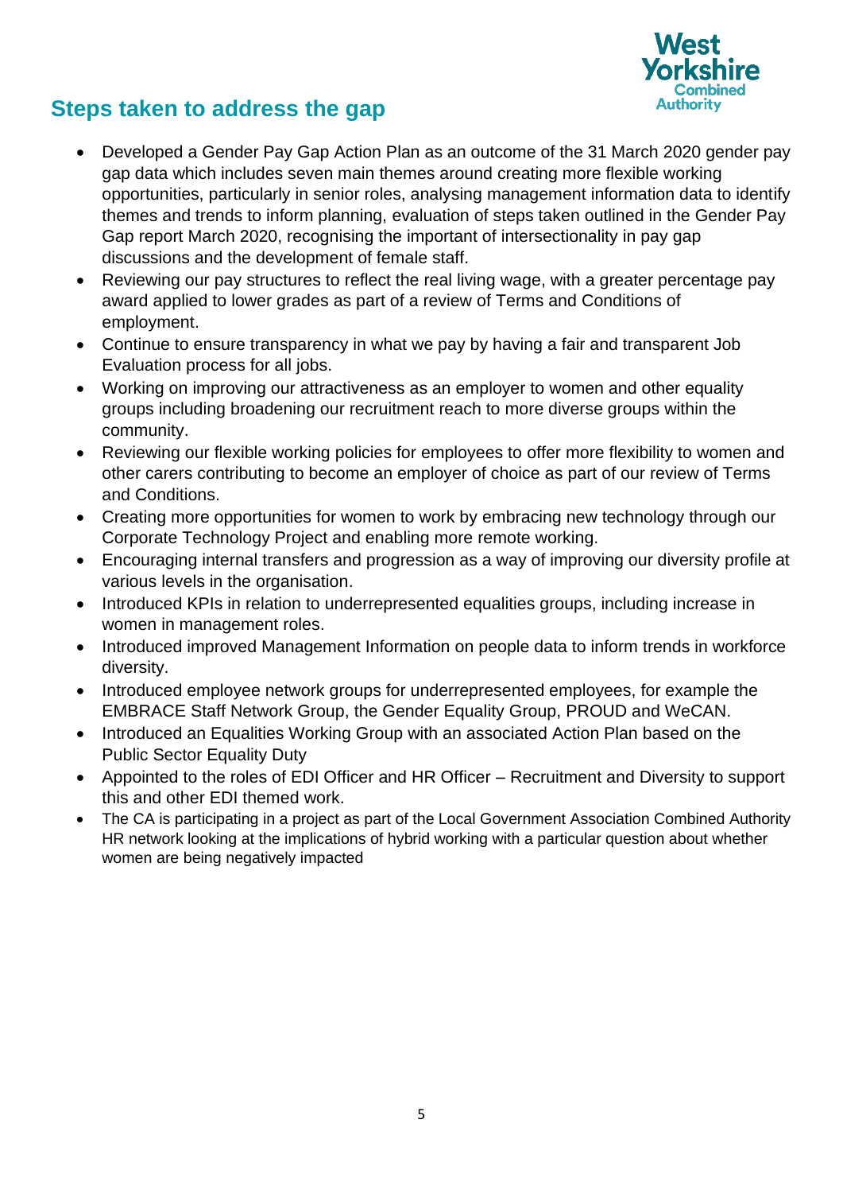## Steps taken to address the gap

- Developed a Gender Pay Gap Action Plan as an outcome of the 31 March 2020 gender pay gap data which includes seven main themes around creating more flexible working opportunities, particularly in senior roles, analysing management information data to identify themes and trends to inform planning, evaluation of steps taken outlined in the Gender Pay Gap report March 2020, recognising the important of intersectionality in pay gap discussions and the development of female staff.
- Reviewing our pay structures to reflect the real living wage, with a greater percentage pay award applied to lower grades as part of a review of Terms and Conditions of employment.
- Continue to ensure transparency in what we pay by having a fair and transparent Job Evaluation process for all jobs.
- Working on improving our attractiveness as an employer to women and other equality groups including broadening our recruitment reach to more diverse groups within the community.
- Reviewing our flexible working policies for employees to offer more flexibility to women and other carers contributing to become an employer of choice as part of our review of Terms and Conditions.
- Creating more opportunities for women to work by embracing new technology through our Corporate Technology Project and enabling more remote working.
- Encouraging internal transfers and progression as a way of improving our diversity profile at various levels in the organisation.
- Introduced KPIs in relation to underrepresented equalities groups, including increase in women in management roles.
- Introduced improved Management Information on people data to inform trends in workforce diversity.
- Introduced employee network groups for underrepresented employees, for example the EMBRACE Staff Network Group, the Gender Equality Group, PROUD and WeCAN.
- Introduced an Equalities Working Group with an associated Action Plan based on the Public Sector Equality Duty
- Appointed to the roles of EDI Officer and HR Officer – Recruitment and Diversity to support this and other EDI themed work.
- The CA is participating in a project as part of the Local Government Association Combined Authority HR network looking at the implications of hybrid working with a particular question about whether women are being negatively impacted